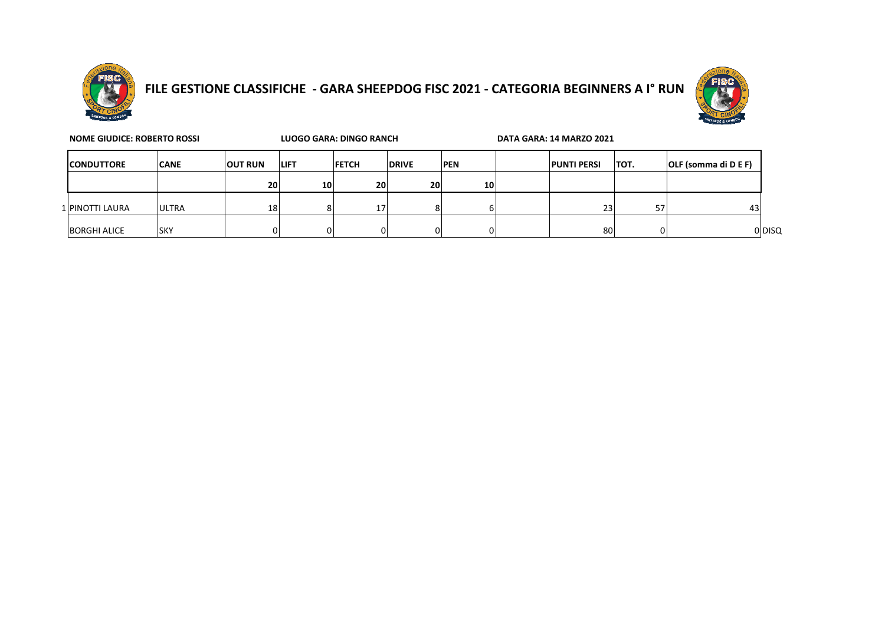# FILE GESTIONE CLASSIFICHE - GARA SHEEPDOG FISC 2021 - CATEGORIA BEGINNERS A I° RUN

**NOME GIUDICE: ROBERTO ROSSI** **LUOGO GARA: DINGO RANCH** **DATA GARA: 14 MARZO 2021**

| | CONDUTTORE | CANE | OUT RUN | LIFT | FETCH | DRIVE | PEN | | PUNTI PERSI | TOT. | OLF (somma di D E F) | |
|---|---|---|---|---|---|---|---|---|---|---|---|---|
| | | | 20 | 10 | 20 | 20 | 10 | | | | | |
| 1 | PINOTTI LAURA | ULTRA | 18 | 8 | 17 | 8 | 6 | | 23 | 57 | 43 | |
| | BORGHI ALICE | SKY | 0 | 0 | 0 | 0 | 0 | | 80 | 0 | 0 | DISQ |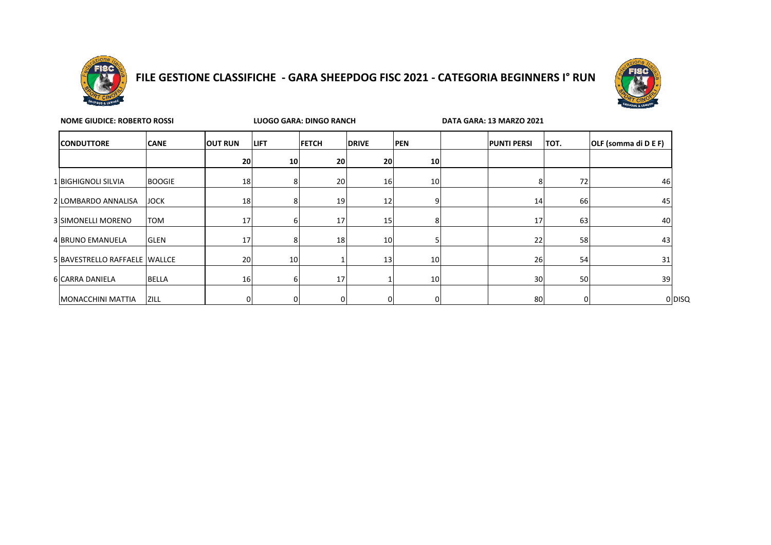# FILE GESTIONE CLASSIFICHE - GARA SHEEPDOG FISC 2021 - CATEGORIA BEGINNERS I° RUN

**NOME GIUDICE: ROBERTO ROSSI** **LUOGO GARA: DINGO RANCH** **DATA GARA: 13 MARZO 2021**

| | CONDUTTORE | CANE | OUT RUN | LIFT | FETCH | DRIVE | PEN | | PUNTI PERSI | TOT. | OLF (somma di D E F) | |
|---|---|---|---|---|---|---|---|---|---|---|---|---|
| | | | 20 | 10 | 20 | 20 | 10 | | | | | |
| 1 | BIGHIGNOLI SILVIA | BOOGIE | 18 | 8 | 20 | 16 | 10 | | 8 | 72 | 46 | |
| 2 | LOMBARDO ANNALISA | JOCK | 18 | 8 | 19 | 12 | 9 | | 14 | 66 | 45 | |
| 3 | SIMONELLI MORENO | TOM | 17 | 6 | 17 | 15 | 8 | | 17 | 63 | 40 | |
| 4 | BRUNO EMANUELA | GLEN | 17 | 8 | 18 | 10 | 5 | | 22 | 58 | 43 | |
| 5 | BAVESTRELLO RAFFAELE | WALLCE | 20 | 10 | 1 | 13 | 10 | | 26 | 54 | 31 | |
| 6 | CARRA DANIELA | BELLA | 16 | 6 | 17 | 1 | 10 | | 30 | 50 | 39 | |
| | MONACCHINI MATTIA | ZILL | 0 | 0 | 0 | 0 | 0 | | 80 | 0 | 0 | DISQ |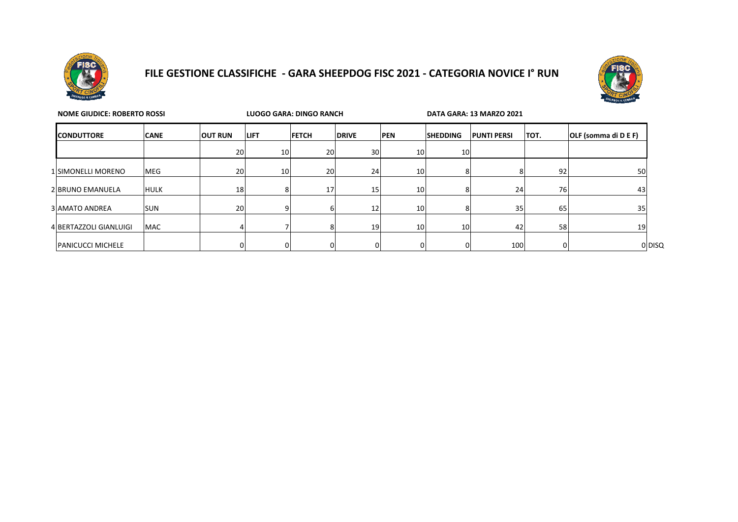# FILE GESTIONE CLASSIFICHE - GARA SHEEPDOG FISC 2021 - CATEGORIA NOVICE I° RUN

**NOME GIUDICE: ROBERTO ROSSI** **LUOGO GARA: DINGO RANCH** **DATA GARA: 13 MARZO 2021**

| | CONDUTTORE | CANE | OUT RUN | LIFT | FETCH | DRIVE | PEN | SHEDDING | PUNTI PERSI | TOT. | OLF (somma di D E F) | |
|---|---|---|---|---|---|---|---|---|---|---|---|---|
| | | | 20 | 10 | 20 | 30 | 10 | 10 | | | | |
| 1 | SIMONELLI MORENO | MEG | 20 | 10 | 20 | 24 | 10 | 8 | 8 | 92 | 50 | |
| 2 | BRUNO EMANUELA | HULK | 18 | 8 | 17 | 15 | 10 | 8 | 24 | 76 | 43 | |
| 3 | AMATO ANDREA | SUN | 20 | 9 | 6 | 12 | 10 | 8 | 35 | 65 | 35 | |
| 4 | BERTAZZOLI GIANLUIGI | MAC | 4 | 7 | 8 | 19 | 10 | 10 | 42 | 58 | 19 | |
| | PANICUCCI MICHELE | | 0 | 0 | 0 | 0 | 0 | 0 | 100 | 0 | 0 | DISQ |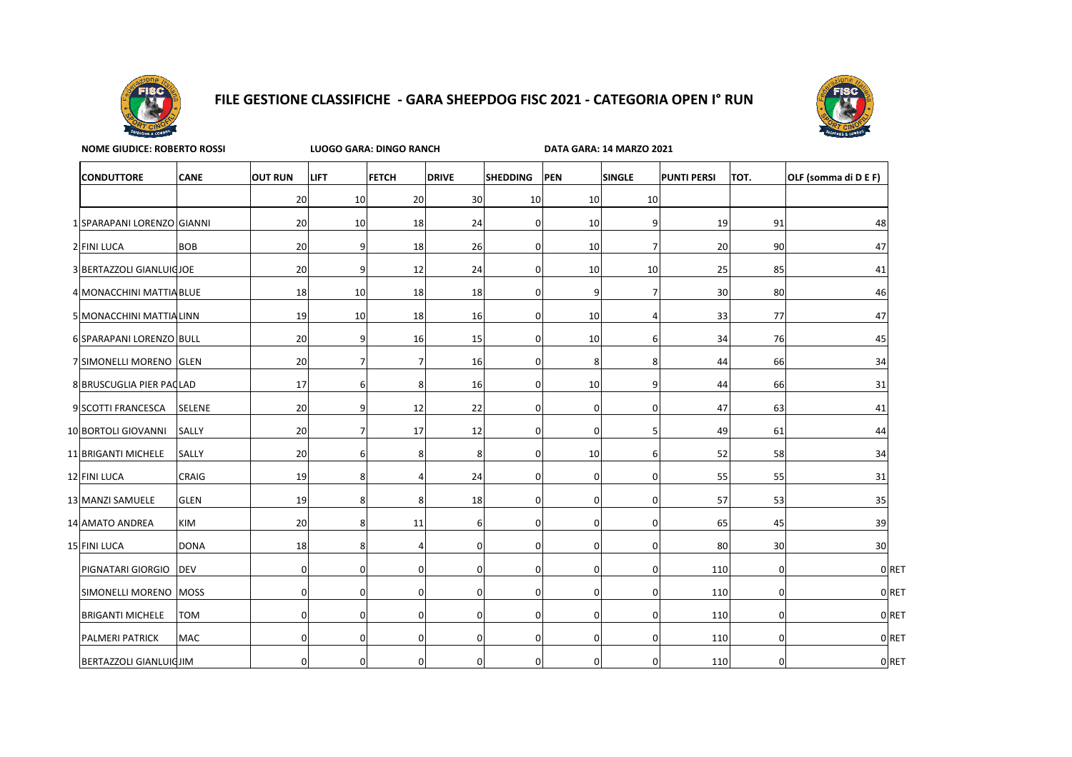# FILE GESTIONE CLASSIFICHE - GARA SHEEPDOG FISC 2021 - CATEGORIA OPEN I° RUN

**NOME GIUDICE: ROBERTO ROSSI** | **LUOGO GARA: DINGO RANCH** | **DATA GARA: 14 MARZO 2021**

| | CONDUTTORE | CANE | OUT RUN | LIFT | FETCH | DRIVE | SHEDDING | PEN | SINGLE | PUNTI PERSI | TOT. | OLF (somma di D E F) | |
|---|---|---|---|---|---|---|---|---|---|---|---|---|---|
| | | | 20 | 10 | 20 | 30 | 10 | 10 | 10 | | | | |
| 1 | SPARAPANI LORENZO | GIANNI | 20 | 10 | 18 | 24 | 0 | 10 | 9 | 19 | 91 | 48 | |
| 2 | FINI LUCA | BOB | 20 | 9 | 18 | 26 | 0 | 10 | 7 | 20 | 90 | 47 | |
| 3 | BERTAZZOLI GIANLUIGI | JOE | 20 | 9 | 12 | 24 | 0 | 10 | 10 | 25 | 85 | 41 | |
| 4 | MONACCHINI MATTIA | BLUE | 18 | 10 | 18 | 18 | 0 | 9 | 7 | 30 | 80 | 46 | |
| 5 | MONACCHINI MATTIA | LINN | 19 | 10 | 18 | 16 | 0 | 10 | 4 | 33 | 77 | 47 | |
| 6 | SPARAPANI LORENZO | BULL | 20 | 9 | 16 | 15 | 0 | 10 | 6 | 34 | 76 | 45 | |
| 7 | SIMONELLI MORENO | GLEN | 20 | 7 | 7 | 16 | 0 | 8 | 8 | 44 | 66 | 34 | |
| 8 | BRUSCUGLIA PIER PAOLO | LAD | 17 | 6 | 8 | 16 | 0 | 10 | 9 | 44 | 66 | 31 | |
| 9 | SCOTTI FRANCESCA | SELENE | 20 | 9 | 12 | 22 | 0 | 0 | 0 | 47 | 63 | 41 | |
| 10 | BORTOLI GIOVANNI | SALLY | 20 | 7 | 17 | 12 | 0 | 0 | 5 | 49 | 61 | 44 | |
| 11 | BRIGANTI MICHELE | SALLY | 20 | 6 | 8 | 8 | 0 | 10 | 6 | 52 | 58 | 34 | |
| 12 | FINI LUCA | CRAIG | 19 | 8 | 4 | 24 | 0 | 0 | 0 | 55 | 55 | 31 | |
| 13 | MANZI SAMUELE | GLEN | 19 | 8 | 8 | 18 | 0 | 0 | 0 | 57 | 53 | 35 | |
| 14 | AMATO ANDREA | KIM | 20 | 8 | 11 | 6 | 0 | 0 | 0 | 65 | 45 | 39 | |
| 15 | FINI LUCA | DONA | 18 | 8 | 4 | 0 | 0 | 0 | 0 | 80 | 30 | 30 | |
| | PIGNATARI GIORGIO | DEV | 0 | 0 | 0 | 0 | 0 | 0 | 0 | 110 | 0 | 0 | RET |
| | SIMONELLI MORENO | MOSS | 0 | 0 | 0 | 0 | 0 | 0 | 0 | 110 | 0 | 0 | RET |
| | BRIGANTI MICHELE | TOM | 0 | 0 | 0 | 0 | 0 | 0 | 0 | 110 | 0 | 0 | RET |
| | PALMERI PATRICK | MAC | 0 | 0 | 0 | 0 | 0 | 0 | 0 | 110 | 0 | 0 | RET |
| | BERTAZZOLI GIANLUIGI | JIM | 0 | 0 | 0 | 0 | 0 | 0 | 0 | 110 | 0 | 0 | RET |